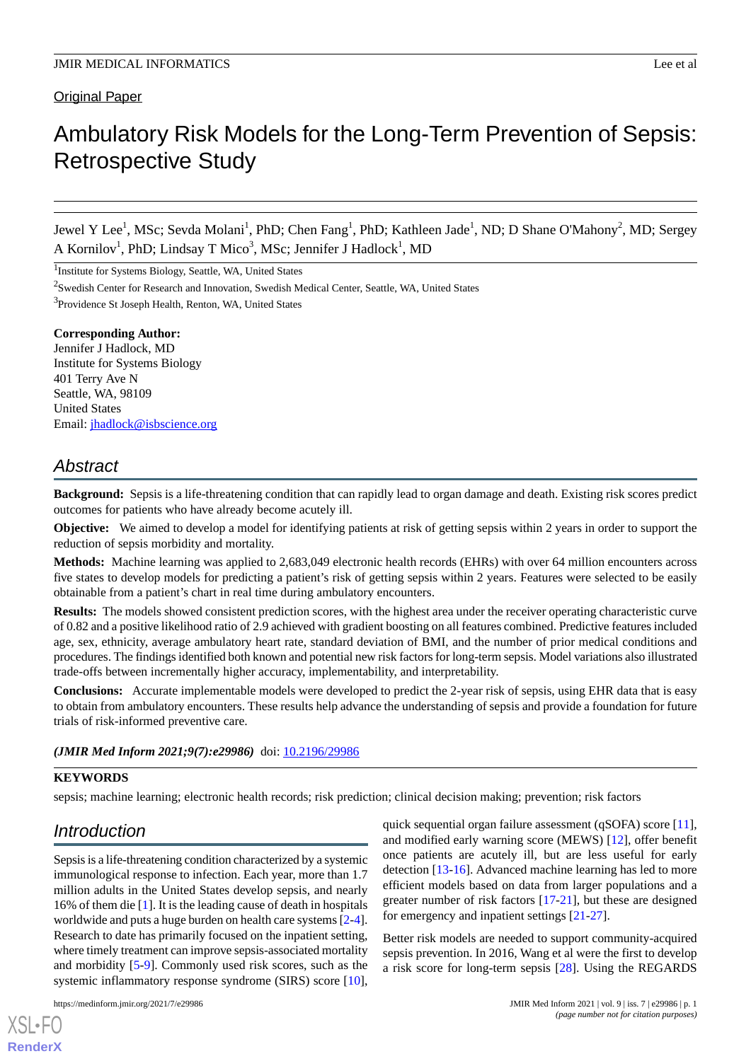Original Paper

# Ambulatory Risk Models for the Long-Term Prevention of Sepsis: Retrospective Study

Jewel Y Lee[1], MSc; Sevda Molani[1], PhD; Chen Fang[1], PhD; Kathleen Jade[1], ND; D Shane O'Mahony[2], MD; Sergey A Kornilov[1], PhD; Lindsay T Mico[3], MSc; Jennifer J Hadlock[1], MD

[1]Institute for Systems Biology, Seattle, WA, United States

[2]Swedish Center for Research and Innovation, Swedish Medical Center, Seattle, WA, United States

[3]Providence St Joseph Health, Renton, WA, United States

**Corresponding Author:**
Jennifer J Hadlock, MD
Institute for Systems Biology
401 Terry Ave N
Seattle, WA, 98109
United States
Email: jhadlock@isbscience.org

## Abstract

**Background:** Sepsis is a life-threatening condition that can rapidly lead to organ damage and death. Existing risk scores predict outcomes for patients who have already become acutely ill.

**Objective:** We aimed to develop a model for identifying patients at risk of getting sepsis within 2 years in order to support the reduction of sepsis morbidity and mortality.

**Methods:** Machine learning was applied to 2,683,049 electronic health records (EHRs) with over 64 million encounters across five states to develop models for predicting a patient's risk of getting sepsis within 2 years. Features were selected to be easily obtainable from a patient's chart in real time during ambulatory encounters.

**Results:** The models showed consistent prediction scores, with the highest area under the receiver operating characteristic curve of 0.82 and a positive likelihood ratio of 2.9 achieved with gradient boosting on all features combined. Predictive features included age, sex, ethnicity, average ambulatory heart rate, standard deviation of BMI, and the number of prior medical conditions and procedures. The findings identified both known and potential new risk factors for long-term sepsis. Model variations also illustrated trade-offs between incrementally higher accuracy, implementability, and interpretability.

**Conclusions:** Accurate implementable models were developed to predict the 2-year risk of sepsis, using EHR data that is easy to obtain from ambulatory encounters. These results help advance the understanding of sepsis and provide a foundation for future trials of risk-informed preventive care.

***(JMIR Med Inform 2021;9(7):e29986)*** doi: 10.2196/29986

**KEYWORDS**

sepsis; machine learning; electronic health records; risk prediction; clinical decision making; prevention; risk factors

## Introduction

Sepsis is a life-threatening condition characterized by a systemic immunological response to infection. Each year, more than 1.7 million adults in the United States develop sepsis, and nearly 16% of them die [1]. It is the leading cause of death in hospitals worldwide and puts a huge burden on health care systems [2-4]. Research to date has primarily focused on the inpatient setting, where timely treatment can improve sepsis-associated mortality and morbidity [5-9]. Commonly used risk scores, such as the systemic inflammatory response syndrome (SIRS) score [10], quick sequential organ failure assessment (qSOFA) score [11], and modified early warning score (MEWS) [12], offer benefit once patients are acutely ill, but are less useful for early detection [13-16]. Advanced machine learning has led to more efficient models based on data from larger populations and a greater number of risk factors [17-21], but these are designed for emergency and inpatient settings [21-27].

Better risk models are needed to support community-acquired sepsis prevention. In 2016, Wang et al were the first to develop a risk score for long-term sepsis [28]. Using the REGARDS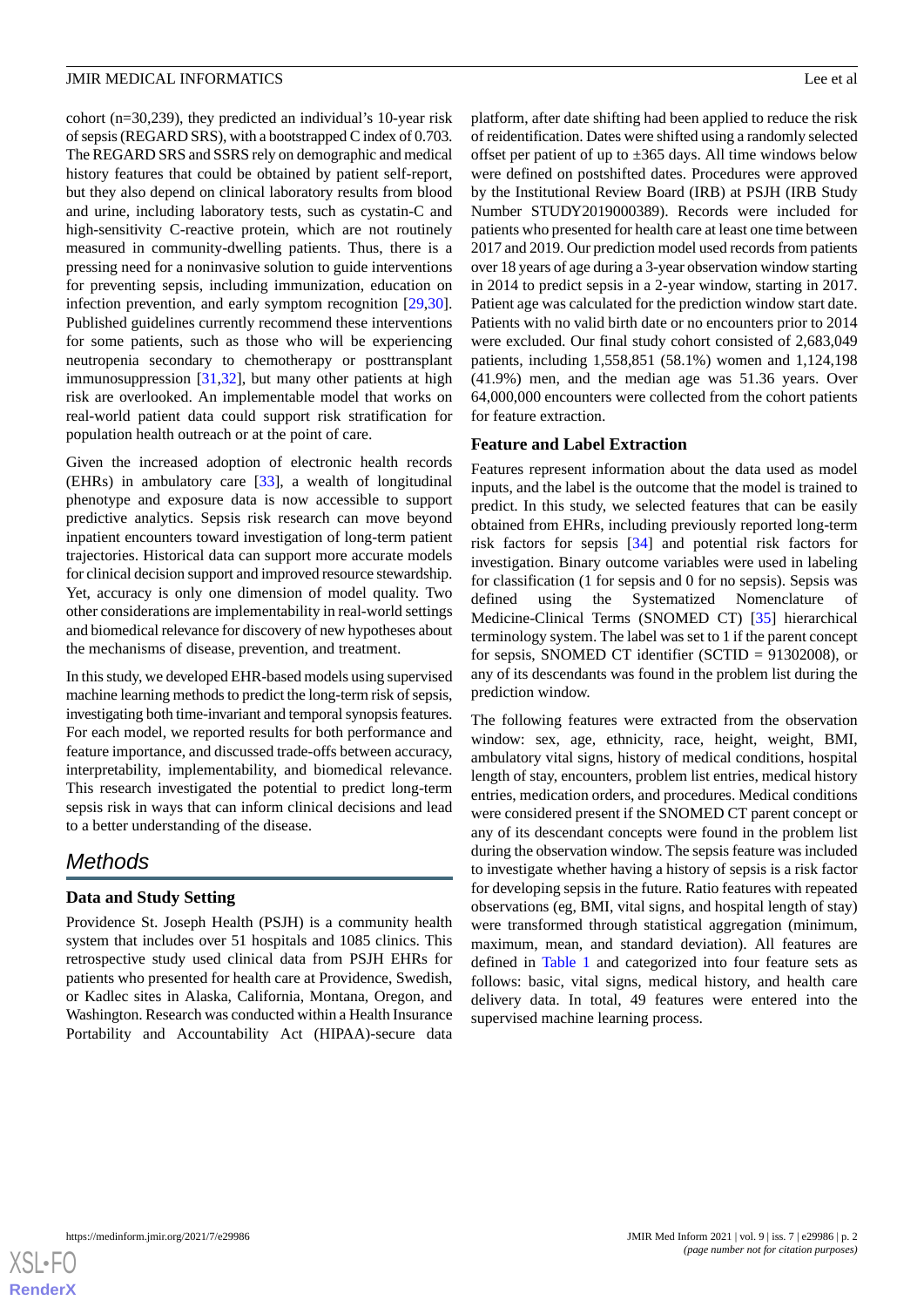cohort (n=30,239), they predicted an individual's 10-year risk of sepsis (REGARD SRS), with a bootstrapped C index of 0.703. The REGARD SRS and SSRS rely on demographic and medical history features that could be obtained by patient self-report, but they also depend on clinical laboratory results from blood and urine, including laboratory tests, such as cystatin-C and high-sensitivity C-reactive protein, which are not routinely measured in community-dwelling patients. Thus, there is a pressing need for a noninvasive solution to guide interventions for preventing sepsis, including immunization, education on infection prevention, and early symptom recognition [29,30]. Published guidelines currently recommend these interventions for some patients, such as those who will be experiencing neutropenia secondary to chemotherapy or posttransplant immunosuppression [31,32], but many other patients at high risk are overlooked. An implementable model that works on real-world patient data could support risk stratification for population health outreach or at the point of care.

Given the increased adoption of electronic health records (EHRs) in ambulatory care [33], a wealth of longitudinal phenotype and exposure data is now accessible to support predictive analytics. Sepsis risk research can move beyond inpatient encounters toward investigation of long-term patient trajectories. Historical data can support more accurate models for clinical decision support and improved resource stewardship. Yet, accuracy is only one dimension of model quality. Two other considerations are implementability in real-world settings and biomedical relevance for discovery of new hypotheses about the mechanisms of disease, prevention, and treatment.

In this study, we developed EHR-based models using supervised machine learning methods to predict the long-term risk of sepsis, investigating both time-invariant and temporal synopsis features. For each model, we reported results for both performance and feature importance, and discussed trade-offs between accuracy, interpretability, implementability, and biomedical relevance. This research investigated the potential to predict long-term sepsis risk in ways that can inform clinical decisions and lead to a better understanding of the disease.

## Methods

### Data and Study Setting

Providence St. Joseph Health (PSJH) is a community health system that includes over 51 hospitals and 1085 clinics. This retrospective study used clinical data from PSJH EHRs for patients who presented for health care at Providence, Swedish, or Kadlec sites in Alaska, California, Montana, Oregon, and Washington. Research was conducted within a Health Insurance Portability and Accountability Act (HIPAA)-secure data platform, after date shifting had been applied to reduce the risk of reidentification. Dates were shifted using a randomly selected offset per patient of up to ±365 days. All time windows below were defined on postshifted dates. Procedures were approved by the Institutional Review Board (IRB) at PSJH (IRB Study Number STUDY2019000389). Records were included for patients who presented for health care at least one time between 2017 and 2019. Our prediction model used records from patients over 18 years of age during a 3-year observation window starting in 2014 to predict sepsis in a 2-year window, starting in 2017. Patient age was calculated for the prediction window start date. Patients with no valid birth date or no encounters prior to 2014 were excluded. Our final study cohort consisted of 2,683,049 patients, including 1,558,851 (58.1%) women and 1,124,198 (41.9%) men, and the median age was 51.36 years. Over 64,000,000 encounters were collected from the cohort patients for feature extraction.

### Feature and Label Extraction

Features represent information about the data used as model inputs, and the label is the outcome that the model is trained to predict. In this study, we selected features that can be easily obtained from EHRs, including previously reported long-term risk factors for sepsis [34] and potential risk factors for investigation. Binary outcome variables were used in labeling for classification (1 for sepsis and 0 for no sepsis). Sepsis was defined using the Systematized Nomenclature of Medicine-Clinical Terms (SNOMED CT) [35] hierarchical terminology system. The label was set to 1 if the parent concept for sepsis, SNOMED CT identifier (SCTID = 91302008), or any of its descendants was found in the problem list during the prediction window.

The following features were extracted from the observation window: sex, age, ethnicity, race, height, weight, BMI, ambulatory vital signs, history of medical conditions, hospital length of stay, encounters, problem list entries, medical history entries, medication orders, and procedures. Medical conditions were considered present if the SNOMED CT parent concept or any of its descendant concepts were found in the problem list during the observation window. The sepsis feature was included to investigate whether having a history of sepsis is a risk factor for developing sepsis in the future. Ratio features with repeated observations (eg, BMI, vital signs, and hospital length of stay) were transformed through statistical aggregation (minimum, maximum, mean, and standard deviation). All features are defined in Table 1 and categorized into four feature sets as follows: basic, vital signs, medical history, and health care delivery data. In total, 49 features were entered into the supervised machine learning process.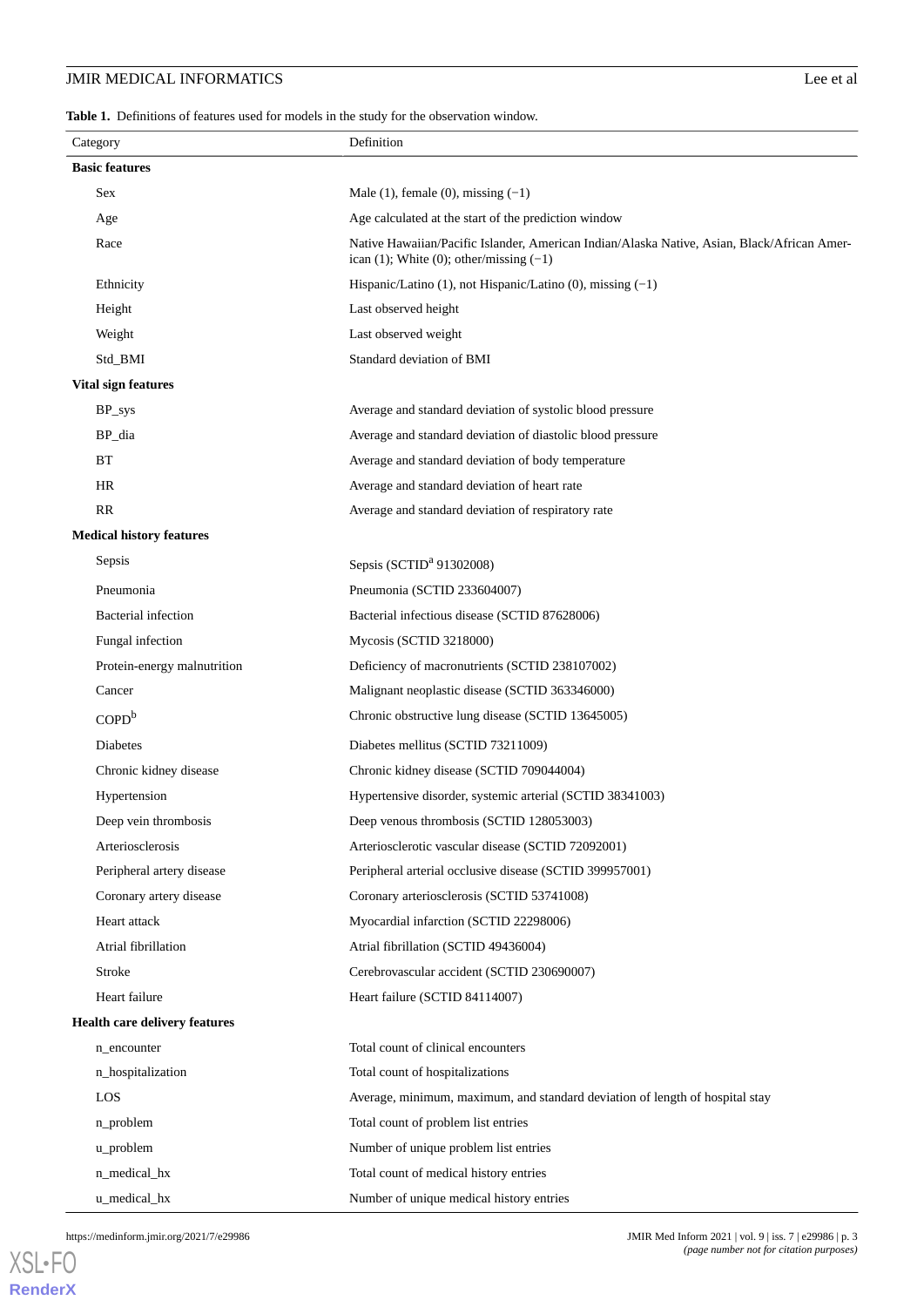**Table 1.** Definitions of features used for models in the study for the observation window.

| Category | Definition |
|---|---|
| **Basic features** | |
| Sex | Male (1), female (0), missing (−1) |
| Age | Age calculated at the start of the prediction window |
| Race | Native Hawaiian/Pacific Islander, American Indian/Alaska Native, Asian, Black/African American (1); White (0); other/missing (−1) |
| Ethnicity | Hispanic/Latino (1), not Hispanic/Latino (0), missing (−1) |
| Height | Last observed height |
| Weight | Last observed weight |
| Std_BMI | Standard deviation of BMI |
| **Vital sign features** | |
| BP_sys | Average and standard deviation of systolic blood pressure |
| BP_dia | Average and standard deviation of diastolic blood pressure |
| BT | Average and standard deviation of body temperature |
| HR | Average and standard deviation of heart rate |
| RR | Average and standard deviation of respiratory rate |
| **Medical history features** | |
| Sepsis | Sepsis (SCTID[a] 91302008) |
| Pneumonia | Pneumonia (SCTID 233604007) |
| Bacterial infection | Bacterial infectious disease (SCTID 87628006) |
| Fungal infection | Mycosis (SCTID 3218000) |
| Protein-energy malnutrition | Deficiency of macronutrients (SCTID 238107002) |
| Cancer | Malignant neoplastic disease (SCTID 363346000) |
| COPD[b] | Chronic obstructive lung disease (SCTID 13645005) |
| Diabetes | Diabetes mellitus (SCTID 73211009) |
| Chronic kidney disease | Chronic kidney disease (SCTID 709044004) |
| Hypertension | Hypertensive disorder, systemic arterial (SCTID 38341003) |
| Deep vein thrombosis | Deep venous thrombosis (SCTID 128053003) |
| Arteriosclerosis | Arteriosclerotic vascular disease (SCTID 72092001) |
| Peripheral artery disease | Peripheral arterial occlusive disease (SCTID 399957001) |
| Coronary artery disease | Coronary arteriosclerosis (SCTID 53741008) |
| Heart attack | Myocardial infarction (SCTID 22298006) |
| Atrial fibrillation | Atrial fibrillation (SCTID 49436004) |
| Stroke | Cerebrovascular accident (SCTID 230690007) |
| Heart failure | Heart failure (SCTID 84114007) |
| **Health care delivery features** | |
| n_encounter | Total count of clinical encounters |
| n_hospitalization | Total count of hospitalizations |
| LOS | Average, minimum, maximum, and standard deviation of length of hospital stay |
| n_problem | Total count of problem list entries |
| u_problem | Number of unique problem list entries |
| n_medical_hx | Total count of medical history entries |
| u_medical_hx | Number of unique medical history entries |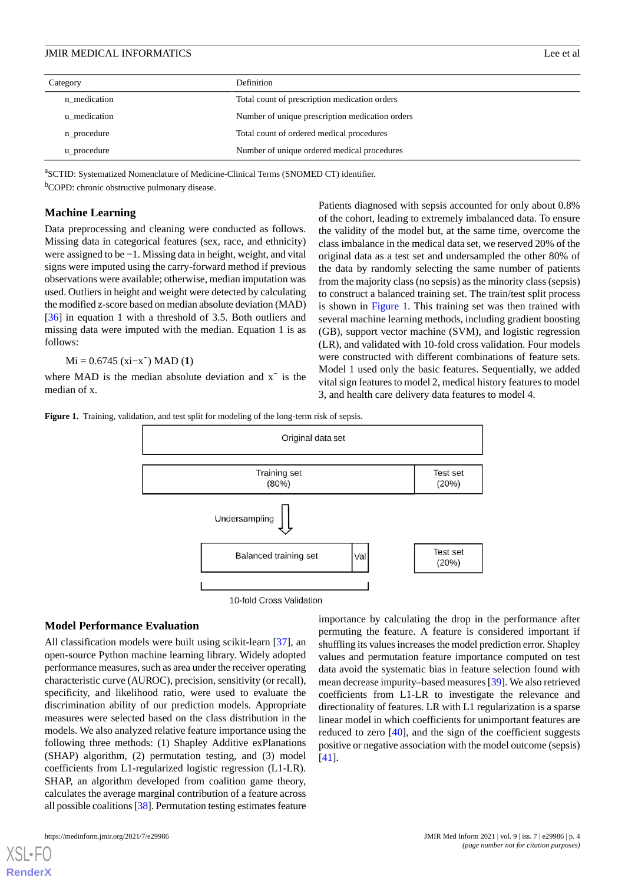| Category | Definition |
| --- | --- |
| n_medication | Total count of prescription medication orders |
| u_medication | Number of unique prescription medication orders |
| n_procedure | Total count of ordered medical procedures |
| u_procedure | Number of unique ordered medical procedures |

[a]SCTID: Systematized Nomenclature of Medicine-Clinical Terms (SNOMED CT) identifier.

[b]COPD: chronic obstructive pulmonary disease.

## Machine Learning

Data preprocessing and cleaning were conducted as follows. Missing data in categorical features (sex, race, and ethnicity) were assigned to be −1. Missing data in height, weight, and vital signs were imputed using the carry-forward method if previous observations were available; otherwise, median imputation was used. Outliers in height and weight were detected by calculating the modified z-score based on median absolute deviation (MAD) [36] in equation 1 with a threshold of 3.5. Both outliers and missing data were imputed with the median. Equation 1 is as follows:

$$M_i = 0.6745 (x_i - \tilde{x}) \text{ MAD } (\mathbf{1})$$

where MAD is the median absolute deviation and $\tilde{x}$ is the median of x.

Patients diagnosed with sepsis accounted for only about 0.8% of the cohort, leading to extremely imbalanced data. To ensure the validity of the model but, at the same time, overcome the class imbalance in the medical data set, we reserved 20% of the original data as a test set and undersampled the other 80% of the data by randomly selecting the same number of patients from the majority class (no sepsis) as the minority class (sepsis) to construct a balanced training set. The train/test split process is shown in Figure 1. This training set was then trained with several machine learning methods, including gradient boosting (GB), support vector machine (SVM), and logistic regression (LR), and validated with 10-fold cross validation. Four models were constructed with different combinations of feature sets. Model 1 used only the basic features. Sequentially, we added vital sign features to model 2, medical history features to model 3, and health care delivery data features to model 4.

**Figure 1.** Training, validation, and test split for modeling of the long-term risk of sepsis.

Original data set

Training set (80%) | Test set (20%)

Undersampling

Balanced training set | Val | Test set (20%)

10-fold Cross Validation

## Model Performance Evaluation

All classification models were built using scikit-learn [37], an open-source Python machine learning library. Widely adopted performance measures, such as area under the receiver operating characteristic curve (AUROC), precision, sensitivity (or recall), specificity, and likelihood ratio, were used to evaluate the discrimination ability of our prediction models. Appropriate measures were selected based on the class distribution in the models. We also analyzed relative feature importance using the following three methods: (1) Shapley Additive exPlanations (SHAP) algorithm, (2) permutation testing, and (3) model coefficients from L1-regularized logistic regression (L1-LR). SHAP, an algorithm developed from coalition game theory, calculates the average marginal contribution of a feature across all possible coalitions [38]. Permutation testing estimates feature importance by calculating the drop in the performance after permuting the feature. A feature is considered important if shuffling its values increases the model prediction error. Shapley values and permutation feature importance computed on test data avoid the systematic bias in feature selection found with mean decrease impurity–based measures [39]. We also retrieved coefficients from L1-LR to investigate the relevance and directionality of features. LR with L1 regularization is a sparse linear model in which coefficients for unimportant features are reduced to zero [40], and the sign of the coefficient suggests positive or negative association with the model outcome (sepsis) [41].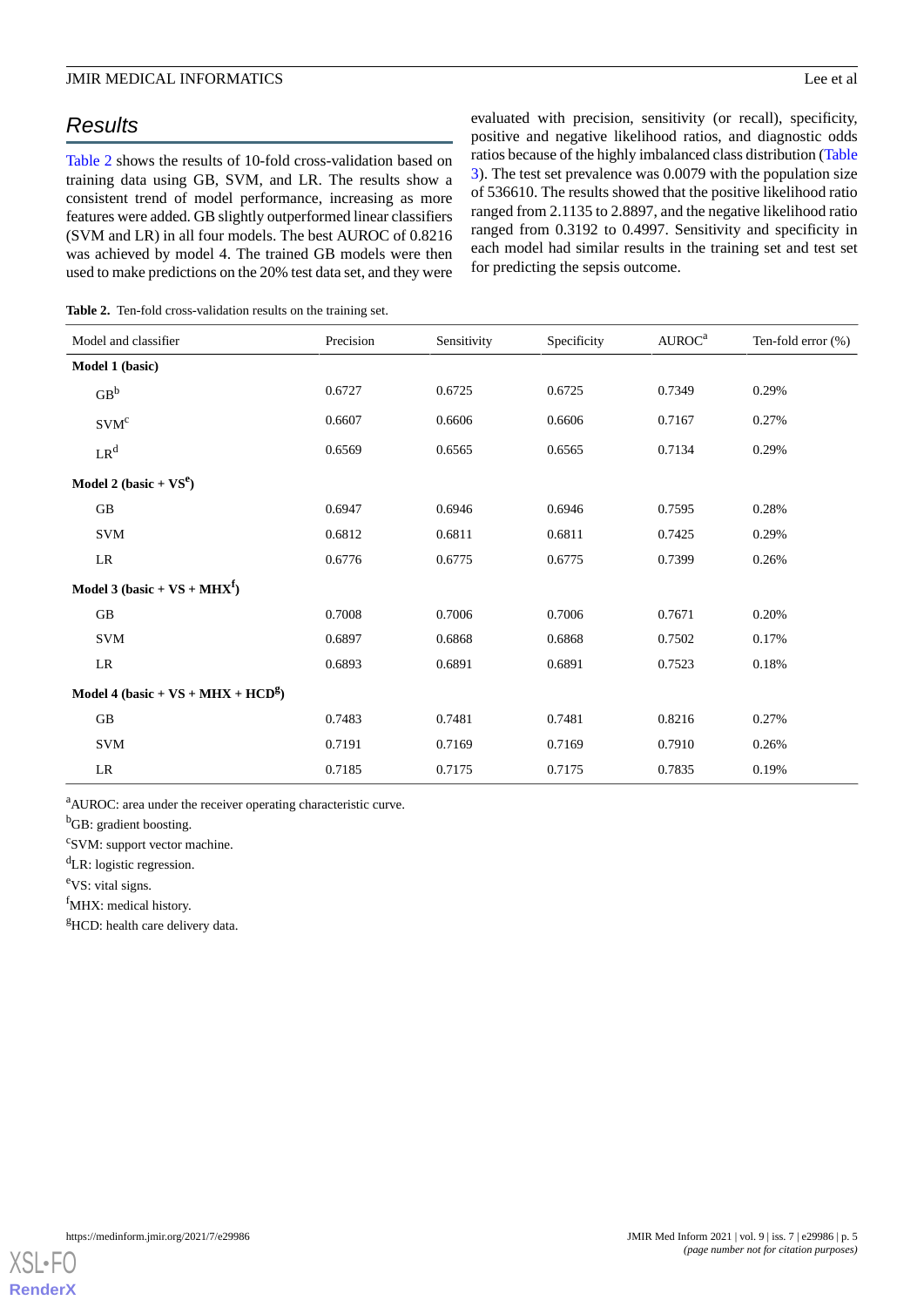## Results

Table 2 shows the results of 10-fold cross-validation based on training data using GB, SVM, and LR. The results show a consistent trend of model performance, increasing as more features were added. GB slightly outperformed linear classifiers (SVM and LR) in all four models. The best AUROC of 0.8216 was achieved by model 4. The trained GB models were then used to make predictions on the 20% test data set, and they were evaluated with precision, sensitivity (or recall), specificity, positive and negative likelihood ratios, and diagnostic odds ratios because of the highly imbalanced class distribution (Table 3). The test set prevalence was 0.0079 with the population size of 536610. The results showed that the positive likelihood ratio ranged from 2.1135 to 2.8897, and the negative likelihood ratio ranged from 0.3192 to 0.4997. Sensitivity and specificity in each model had similar results in the training set and test set for predicting the sepsis outcome.

**Table 2.** Ten-fold cross-validation results on the training set.

| Model and classifier | Precision | Sensitivity | Specificity | AUROC[a] | Ten-fold error (%) |
|---|---|---|---|---|---|
| **Model 1 (basic)** | | | | | |
| GB[b] | 0.6727 | 0.6725 | 0.6725 | 0.7349 | 0.29% |
| SVM[c] | 0.6607 | 0.6606 | 0.6606 | 0.7167 | 0.27% |
| LR[d] | 0.6569 | 0.6565 | 0.6565 | 0.7134 | 0.29% |
| **Model 2 (basic + VS[e])** | | | | | |
| GB | 0.6947 | 0.6946 | 0.6946 | 0.7595 | 0.28% |
| SVM | 0.6812 | 0.6811 | 0.6811 | 0.7425 | 0.29% |
| LR | 0.6776 | 0.6775 | 0.6775 | 0.7399 | 0.26% |
| **Model 3 (basic + VS + MHX[f])** | | | | | |
| GB | 0.7008 | 0.7006 | 0.7006 | 0.7671 | 0.20% |
| SVM | 0.6897 | 0.6868 | 0.6868 | 0.7502 | 0.17% |
| LR | 0.6893 | 0.6891 | 0.6891 | 0.7523 | 0.18% |
| **Model 4 (basic + VS + MHX + HCD[g])** | | | | | |
| GB | 0.7483 | 0.7481 | 0.7481 | 0.8216 | 0.27% |
| SVM | 0.7191 | 0.7169 | 0.7169 | 0.7910 | 0.26% |
| LR | 0.7185 | 0.7175 | 0.7175 | 0.7835 | 0.19% |

[a]AUROC: area under the receiver operating characteristic curve.

[b]GB: gradient boosting.

[c]SVM: support vector machine.

[d]LR: logistic regression.

[e]VS: vital signs.

[f]MHX: medical history.

[g]HCD: health care delivery data.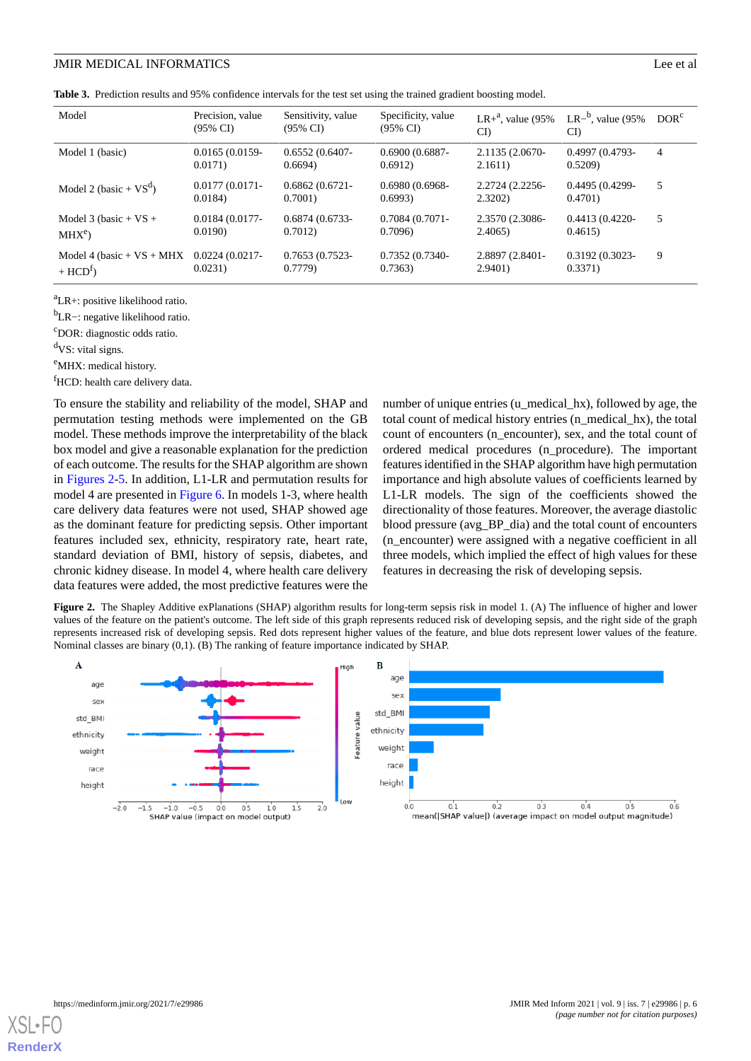**Table 3.** Prediction results and 95% confidence intervals for the test set using the trained gradient boosting model.

| Model | Precision, value (95% CI) | Sensitivity, value (95% CI) | Specificity, value (95% CI) | LR+[a], value (95% CI) | LR−[b], value (95% CI) | DOR[c] |
|---|---|---|---|---|---|---|
| Model 1 (basic) | 0.0165 (0.0159-0.0171) | 0.6552 (0.6407-0.6694) | 0.6900 (0.6887-0.6912) | 2.1135 (2.0670-2.1611) | 0.4997 (0.4793-0.5209) | 4 |
| Model 2 (basic + VS[d]) | 0.0177 (0.0171-0.0184) | 0.6862 (0.6721-0.7001) | 0.6980 (0.6968-0.6993) | 2.2724 (2.2256-2.3202) | 0.4495 (0.4299-0.4701) | 5 |
| Model 3 (basic + VS + MHX[e]) | 0.0184 (0.0177-0.0190) | 0.6874 (0.6733-0.7012) | 0.7084 (0.7071-0.7096) | 2.3570 (2.3086-2.4065) | 0.4413 (0.4220-0.4615) | 5 |
| Model 4 (basic + VS + MHX + HCD[f]) | 0.0224 (0.0217-0.0231) | 0.7653 (0.7523-0.7779) | 0.7352 (0.7340-0.7363) | 2.8897 (2.8401-2.9401) | 0.3192 (0.3023-0.3371) | 9 |

[a]LR+: positive likelihood ratio.

[b]LR−: negative likelihood ratio.

[c]DOR: diagnostic odds ratio.

[d]VS: vital signs.

[e]MHX: medical history.

[f]HCD: health care delivery data.

To ensure the stability and reliability of the model, SHAP and permutation testing methods were implemented on the GB model. These methods improve the interpretability of the black box model and give a reasonable explanation for the prediction of each outcome. The results for the SHAP algorithm are shown in Figures 2-5. In addition, L1-LR and permutation results for model 4 are presented in Figure 6. In models 1-3, where health care delivery data features were not used, SHAP showed age as the dominant feature for predicting sepsis. Other important features included sex, ethnicity, respiratory rate, heart rate, standard deviation of BMI, history of sepsis, diabetes, and chronic kidney disease. In model 4, where health care delivery data features were added, the most predictive features were the number of unique entries (u_medical_hx), followed by age, the total count of medical history entries (n_medical_hx), the total count of encounters (n_encounter), sex, and the total count of ordered medical procedures (n_procedure). The important features identified in the SHAP algorithm have high permutation importance and high absolute values of coefficients learned by L1-LR models. The sign of the coefficients showed the directionality of those features. Moreover, the average diastolic blood pressure (avg_BP_dia) and the total count of encounters (n_encounter) were assigned with a negative coefficient in all three models, which implied the effect of high values for these features in decreasing the risk of developing sepsis.

**Figure 2.** The Shapley Additive exPlanations (SHAP) algorithm results for long-term sepsis risk in model 1. (A) The influence of higher and lower values of the feature on the patient's outcome. The left side of this graph represents reduced risk of developing sepsis, and the right side of the graph represents increased risk of developing sepsis. Red dots represent higher values of the feature, and blue dots represent lower values of the feature. Nominal classes are binary (0,1). (B) The ranking of feature importance indicated by SHAP.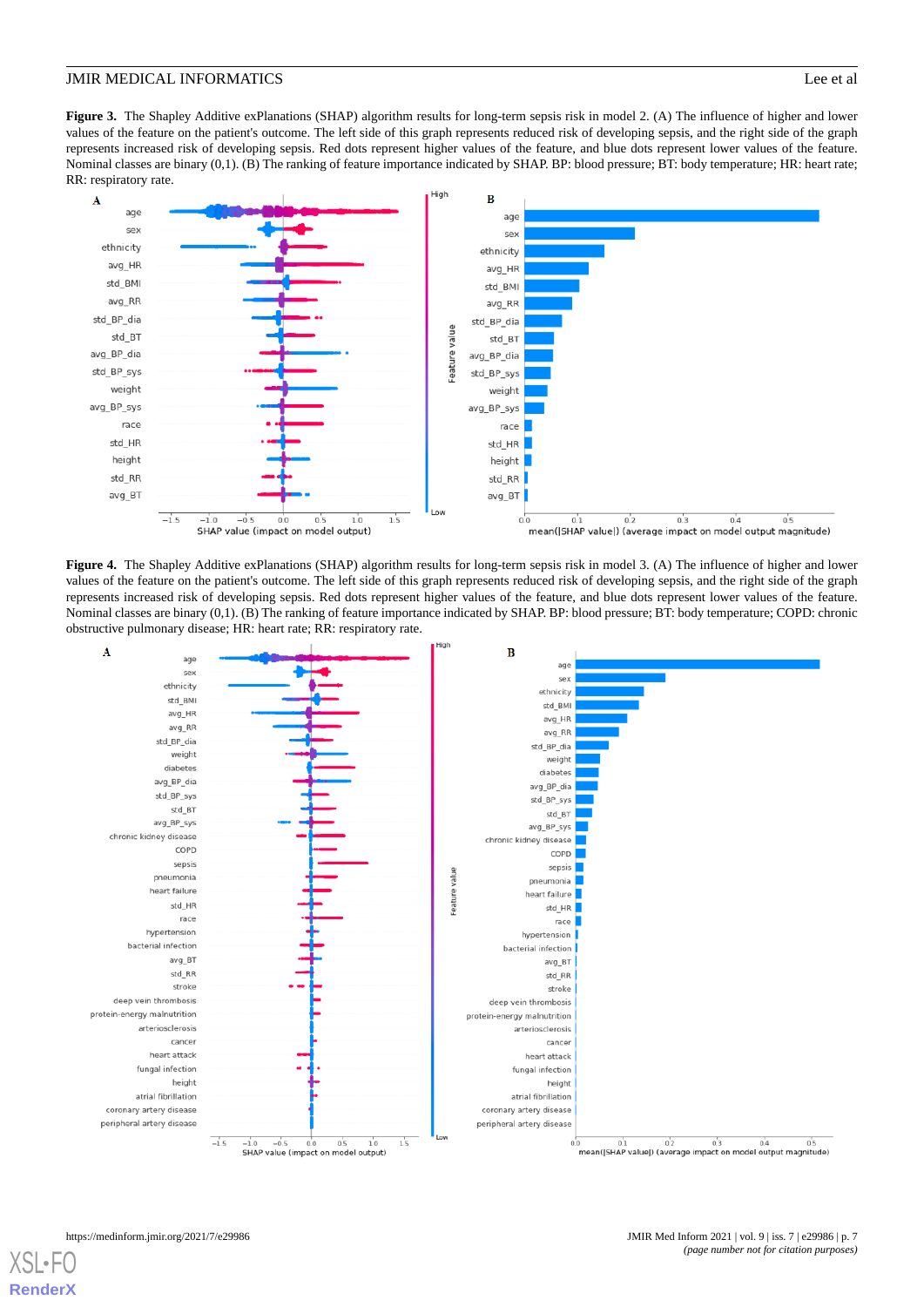**Figure 3.** The Shapley Additive exPlanations (SHAP) algorithm results for long-term sepsis risk in model 2. (A) The influence of higher and lower values of the feature on the patient's outcome. The left side of this graph represents reduced risk of developing sepsis, and the right side of the graph represents increased risk of developing sepsis. Red dots represent higher values of the feature, and blue dots represent lower values of the feature. Nominal classes are binary (0,1). (B) The ranking of feature importance indicated by SHAP. BP: blood pressure; BT: body temperature; HR: heart rate; RR: respiratory rate.

**Figure 4.** The Shapley Additive exPlanations (SHAP) algorithm results for long-term sepsis risk in model 3. (A) The influence of higher and lower values of the feature on the patient's outcome. The left side of this graph represents reduced risk of developing sepsis, and the right side of the graph represents increased risk of developing sepsis. Red dots represent higher values of the feature, and blue dots represent lower values of the feature. Nominal classes are binary (0,1). (B) The ranking of feature importance indicated by SHAP. BP: blood pressure; BT: body temperature; COPD: chronic obstructive pulmonary disease; HR: heart rate; RR: respiratory rate.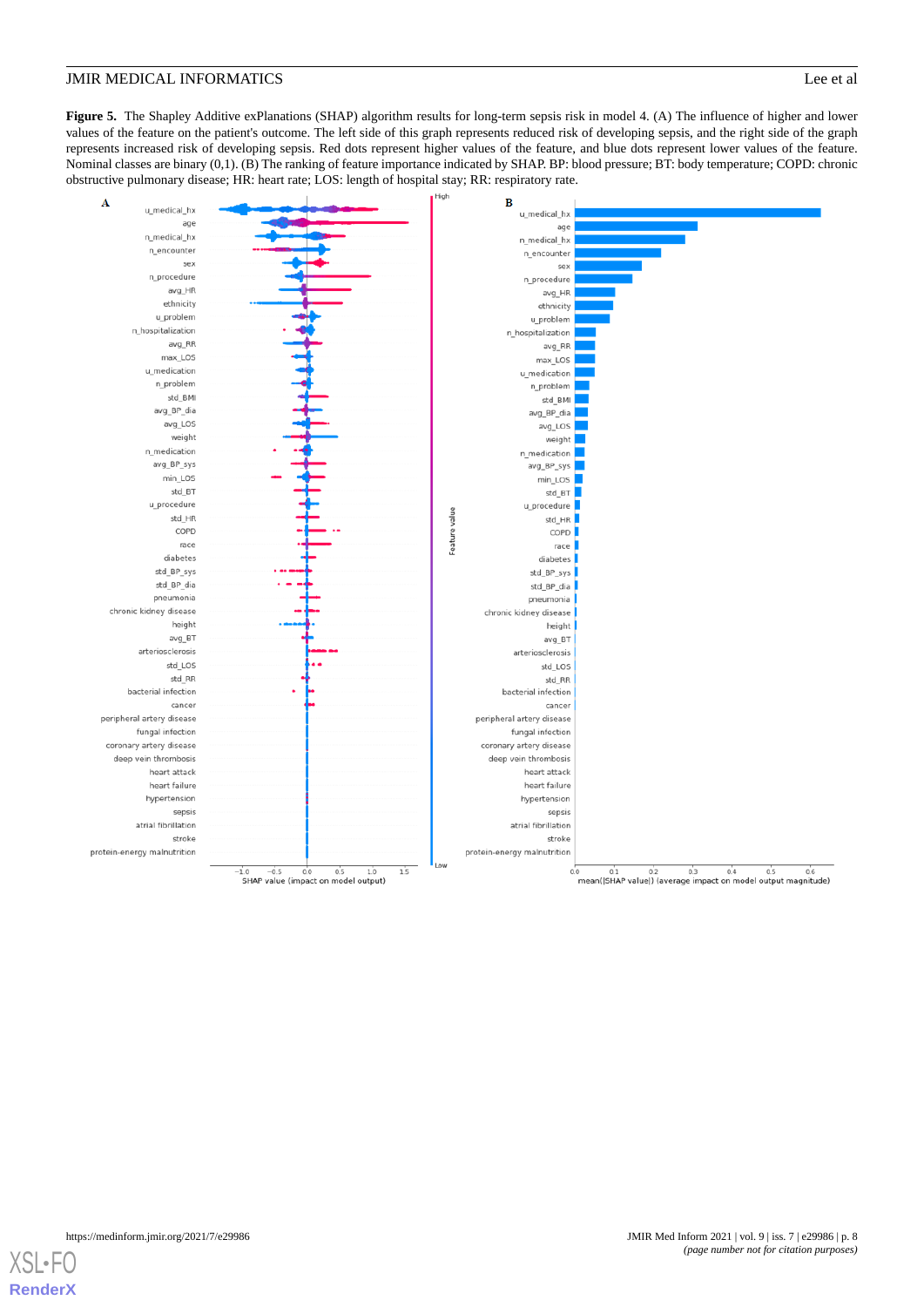**Figure 5.** The Shapley Additive exPlanations (SHAP) algorithm results for long-term sepsis risk in model 4. (A) The influence of higher and lower values of the feature on the patient's outcome. The left side of this graph represents reduced risk of developing sepsis, and the right side of the graph represents increased risk of developing sepsis. Red dots represent higher values of the feature, and blue dots represent lower values of the feature. Nominal classes are binary (0,1). (B) The ranking of feature importance indicated by SHAP. BP: blood pressure; BT: body temperature; COPD: chronic obstructive pulmonary disease; HR: heart rate; LOS: length of hospital stay; RR: respiratory rate.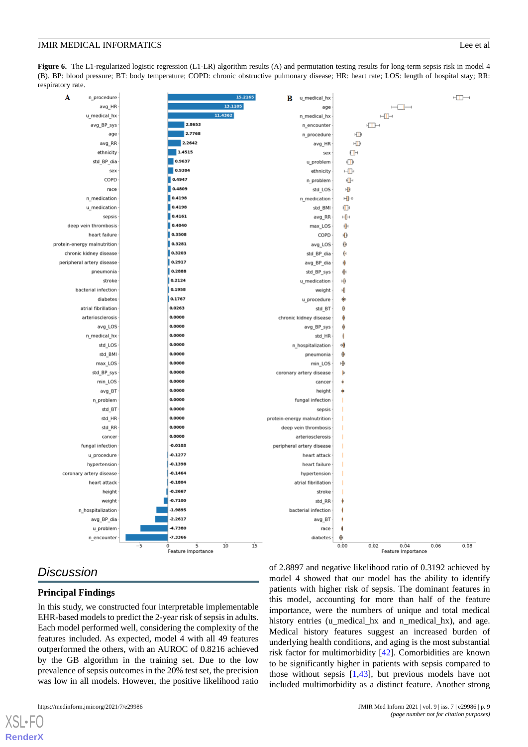**Figure 6.** The L1-regularized logistic regression (L1-LR) algorithm results (A) and permutation testing results for long-term sepsis risk in model 4 (B). BP: blood pressure; BT: body temperature; COPD: chronic obstructive pulmonary disease; HR: heart rate; LOS: length of hospital stay; RR: respiratory rate.

## Discussion

### Principal Findings

In this study, we constructed four interpretable implementable EHR-based models to predict the 2-year risk of sepsis in adults. Each model performed well, considering the complexity of the features included. As expected, model 4 with all 49 features outperformed the others, with an AUROC of 0.8216 achieved by the GB algorithm in the training set. Due to the low prevalence of sepsis outcomes in the 20% test set, the precision was low in all models. However, the positive likelihood ratio of 2.8897 and negative likelihood ratio of 0.3192 achieved by model 4 showed that our model has the ability to identify patients with higher risk of sepsis. The dominant features in this model, accounting for more than half of the feature importance, were the numbers of unique and total medical history entries (u_medical_hx and n_medical_hx), and age. Medical history features suggest an increased burden of underlying health conditions, and aging is the most substantial risk factor for multimorbidity [42]. Comorbidities are known to be significantly higher in patients with sepsis compared to those without sepsis [1,43], but previous models have not included multimorbidity as a distinct feature. Another strong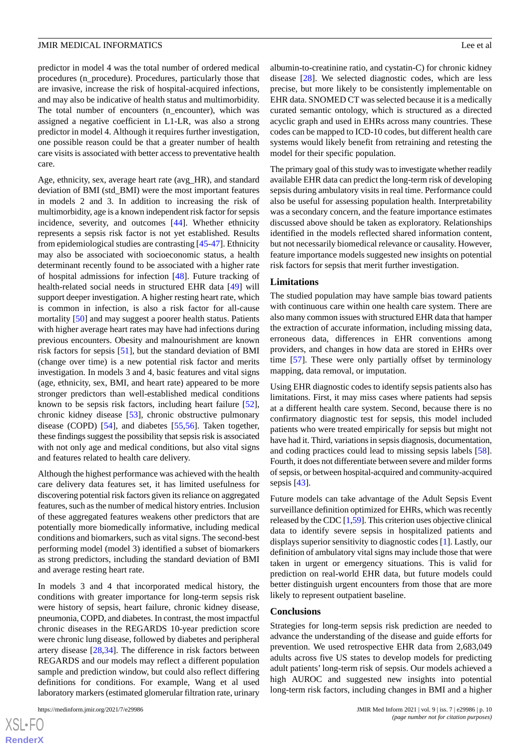predictor in model 4 was the total number of ordered medical procedures (n_procedure). Procedures, particularly those that are invasive, increase the risk of hospital-acquired infections, and may also be indicative of health status and multimorbidity. The total number of encounters (n_encounter), which was assigned a negative coefficient in L1-LR, was also a strong predictor in model 4. Although it requires further investigation, one possible reason could be that a greater number of health care visits is associated with better access to preventative health care.

Age, ethnicity, sex, average heart rate (avg_HR), and standard deviation of BMI (std_BMI) were the most important features in models 2 and 3. In addition to increasing the risk of multimorbidity, age is a known independent risk factor for sepsis incidence, severity, and outcomes [44]. Whether ethnicity represents a sepsis risk factor is not yet established. Results from epidemiological studies are contrasting [45-47]. Ethnicity may also be associated with socioeconomic status, a health determinant recently found to be associated with a higher rate of hospital admissions for infection [48]. Future tracking of health-related social needs in structured EHR data [49] will support deeper investigation. A higher resting heart rate, which is common in infection, is also a risk factor for all-cause mortality [50] and may suggest a poorer health status. Patients with higher average heart rates may have had infections during previous encounters. Obesity and malnourishment are known risk factors for sepsis [51], but the standard deviation of BMI (change over time) is a new potential risk factor and merits investigation. In models 3 and 4, basic features and vital signs (age, ethnicity, sex, BMI, and heart rate) appeared to be more stronger predictors than well-established medical conditions known to be sepsis risk factors, including heart failure [52], chronic kidney disease [53], chronic obstructive pulmonary disease (COPD) [54], and diabetes [55,56]. Taken together, these findings suggest the possibility that sepsis risk is associated with not only age and medical conditions, but also vital signs and features related to health care delivery.

Although the highest performance was achieved with the health care delivery data features set, it has limited usefulness for discovering potential risk factors given its reliance on aggregated features, such as the number of medical history entries. Inclusion of these aggregated features weakens other predictors that are potentially more biomedically informative, including medical conditions and biomarkers, such as vital signs. The second-best performing model (model 3) identified a subset of biomarkers as strong predictors, including the standard deviation of BMI and average resting heart rate.

In models 3 and 4 that incorporated medical history, the conditions with greater importance for long-term sepsis risk were history of sepsis, heart failure, chronic kidney disease, pneumonia, COPD, and diabetes. In contrast, the most impactful chronic diseases in the REGARDS 10-year prediction score were chronic lung disease, followed by diabetes and peripheral artery disease [28,34]. The difference in risk factors between REGARDS and our models may reflect a different population sample and prediction window, but could also reflect differing definitions for conditions. For example, Wang et al used laboratory markers (estimated glomerular filtration rate, urinary albumin-to-creatinine ratio, and cystatin-C) for chronic kidney disease [28]. We selected diagnostic codes, which are less precise, but more likely to be consistently implementable on EHR data. SNOMED CT was selected because it is a medically curated semantic ontology, which is structured as a directed acyclic graph and used in EHRs across many countries. These codes can be mapped to ICD-10 codes, but different health care systems would likely benefit from retraining and retesting the model for their specific population.

The primary goal of this study was to investigate whether readily available EHR data can predict the long-term risk of developing sepsis during ambulatory visits in real time. Performance could also be useful for assessing population health. Interpretability was a secondary concern, and the feature importance estimates discussed above should be taken as exploratory. Relationships identified in the models reflected shared information content, but not necessarily biomedical relevance or causality. However, feature importance models suggested new insights on potential risk factors for sepsis that merit further investigation.

## Limitations

The studied population may have sample bias toward patients with continuous care within one health care system. There are also many common issues with structured EHR data that hamper the extraction of accurate information, including missing data, erroneous data, differences in EHR conventions among providers, and changes in how data are stored in EHRs over time [57]. These were only partially offset by terminology mapping, data removal, or imputation.

Using EHR diagnostic codes to identify sepsis patients also has limitations. First, it may miss cases where patients had sepsis at a different health care system. Second, because there is no confirmatory diagnostic test for sepsis, this model included patients who were treated empirically for sepsis but might not have had it. Third, variations in sepsis diagnosis, documentation, and coding practices could lead to missing sepsis labels [58]. Fourth, it does not differentiate between severe and milder forms of sepsis, or between hospital-acquired and community-acquired sepsis [43].

Future models can take advantage of the Adult Sepsis Event surveillance definition optimized for EHRs, which was recently released by the CDC [1,59]. This criterion uses objective clinical data to identify severe sepsis in hospitalized patients and displays superior sensitivity to diagnostic codes [1]. Lastly, our definition of ambulatory vital signs may include those that were taken in urgent or emergency situations. This is valid for prediction on real-world EHR data, but future models could better distinguish urgent encounters from those that are more likely to represent outpatient baseline.

## Conclusions

Strategies for long-term sepsis risk prediction are needed to advance the understanding of the disease and guide efforts for prevention. We used retrospective EHR data from 2,683,049 adults across five US states to develop models for predicting adult patients' long-term risk of sepsis. Our models achieved a high AUROC and suggested new insights into potential long-term risk factors, including changes in BMI and a higher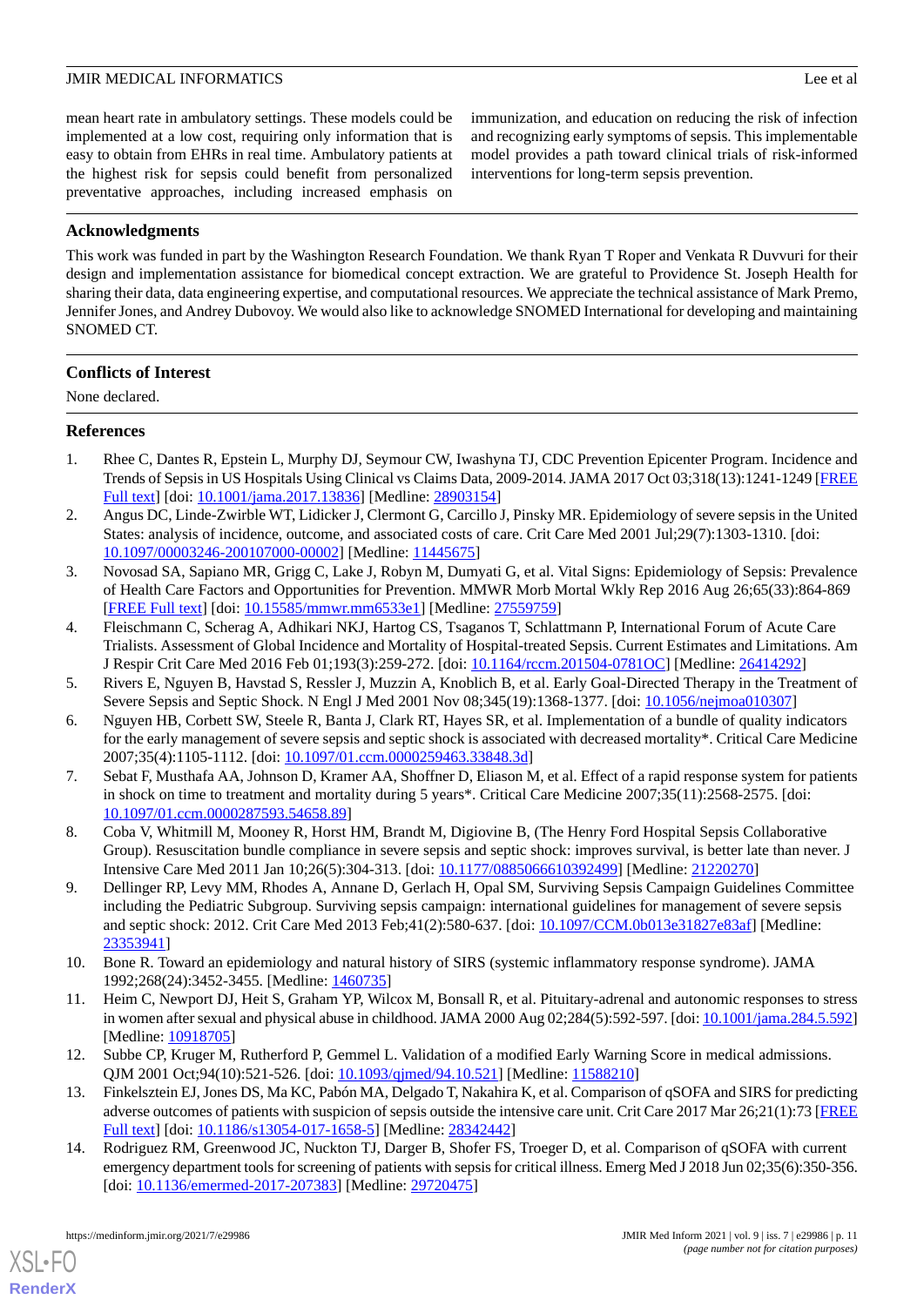mean heart rate in ambulatory settings. These models could be implemented at a low cost, requiring only information that is easy to obtain from EHRs in real time. Ambulatory patients at the highest risk for sepsis could benefit from personalized preventative approaches, including increased emphasis on immunization, and education on reducing the risk of infection and recognizing early symptoms of sepsis. This implementable model provides a path toward clinical trials of risk-informed interventions for long-term sepsis prevention.

## Acknowledgments

This work was funded in part by the Washington Research Foundation. We thank Ryan T Roper and Venkata R Duvvuri for their design and implementation assistance for biomedical concept extraction. We are grateful to Providence St. Joseph Health for sharing their data, data engineering expertise, and computational resources. We appreciate the technical assistance of Mark Premo, Jennifer Jones, and Andrey Dubovoy. We would also like to acknowledge SNOMED International for developing and maintaining SNOMED CT.

## Conflicts of Interest

None declared.

## References

1. Rhee C, Dantes R, Epstein L, Murphy DJ, Seymour CW, Iwashyna TJ, CDC Prevention Epicenter Program. Incidence and Trends of Sepsis in US Hospitals Using Clinical vs Claims Data, 2009-2014. JAMA 2017 Oct 03;318(13):1241-1249 [FREE Full text] [doi: 10.1001/jama.2017.13836] [Medline: 28903154]
2. Angus DC, Linde-Zwirble WT, Lidicker J, Clermont G, Carcillo J, Pinsky MR. Epidemiology of severe sepsis in the United States: analysis of incidence, outcome, and associated costs of care. Crit Care Med 2001 Jul;29(7):1303-1310. [doi: 10.1097/00003246-200107000-00002] [Medline: 11445675]
3. Novosad SA, Sapiano MR, Grigg C, Lake J, Robyn M, Dumyati G, et al. Vital Signs: Epidemiology of Sepsis: Prevalence of Health Care Factors and Opportunities for Prevention. MMWR Morb Mortal Wkly Rep 2016 Aug 26;65(33):864-869 [FREE Full text] [doi: 10.15585/mmwr.mm6533e1] [Medline: 27559759]
4. Fleischmann C, Scherag A, Adhikari NKJ, Hartog CS, Tsaganos T, Schlattmann P, International Forum of Acute Care Trialists. Assessment of Global Incidence and Mortality of Hospital-treated Sepsis. Current Estimates and Limitations. Am J Respir Crit Care Med 2016 Feb 01;193(3):259-272. [doi: 10.1164/rccm.201504-0781OC] [Medline: 26414292]
5. Rivers E, Nguyen B, Havstad S, Ressler J, Muzzin A, Knoblich B, et al. Early Goal-Directed Therapy in the Treatment of Severe Sepsis and Septic Shock. N Engl J Med 2001 Nov 08;345(19):1368-1377. [doi: 10.1056/nejmoa010307]
6. Nguyen HB, Corbett SW, Steele R, Banta J, Clark RT, Hayes SR, et al. Implementation of a bundle of quality indicators for the early management of severe sepsis and septic shock is associated with decreased mortality*. Critical Care Medicine 2007;35(4):1105-1112. [doi: 10.1097/01.ccm.0000259463.33848.3d]
7. Sebat F, Musthafa AA, Johnson D, Kramer AA, Shoffner D, Eliason M, et al. Effect of a rapid response system for patients in shock on time to treatment and mortality during 5 years*. Critical Care Medicine 2007;35(11):2568-2575. [doi: 10.1097/01.ccm.0000287593.54658.89]
8. Coba V, Whitmill M, Mooney R, Horst HM, Brandt M, Digiovine B, (The Henry Ford Hospital Sepsis Collaborative Group). Resuscitation bundle compliance in severe sepsis and septic shock: improves survival, is better late than never. J Intensive Care Med 2011 Jan 10;26(5):304-313. [doi: 10.1177/0885066610392499] [Medline: 21220270]
9. Dellinger RP, Levy MM, Rhodes A, Annane D, Gerlach H, Opal SM, Surviving Sepsis Campaign Guidelines Committee including the Pediatric Subgroup. Surviving sepsis campaign: international guidelines for management of severe sepsis and septic shock: 2012. Crit Care Med 2013 Feb;41(2):580-637. [doi: 10.1097/CCM.0b013e31827e83af] [Medline: 23353941]
10. Bone R. Toward an epidemiology and natural history of SIRS (systemic inflammatory response syndrome). JAMA 1992;268(24):3452-3455. [Medline: 1460735]
11. Heim C, Newport DJ, Heit S, Graham YP, Wilcox M, Bonsall R, et al. Pituitary-adrenal and autonomic responses to stress in women after sexual and physical abuse in childhood. JAMA 2000 Aug 02;284(5):592-597. [doi: 10.1001/jama.284.5.592] [Medline: 10918705]
12. Subbe CP, Kruger M, Rutherford P, Gemmel L. Validation of a modified Early Warning Score in medical admissions. QJM 2001 Oct;94(10):521-526. [doi: 10.1093/qjmed/94.10.521] [Medline: 11588210]
13. Finkelsztein EJ, Jones DS, Ma KC, Pabón MA, Delgado T, Nakahira K, et al. Comparison of qSOFA and SIRS for predicting adverse outcomes of patients with suspicion of sepsis outside the intensive care unit. Crit Care 2017 Mar 26;21(1):73 [FREE Full text] [doi: 10.1186/s13054-017-1658-5] [Medline: 28342442]
14. Rodriguez RM, Greenwood JC, Nuckton TJ, Darger B, Shofer FS, Troeger D, et al. Comparison of qSOFA with current emergency department tools for screening of patients with sepsis for critical illness. Emerg Med J 2018 Jun 02;35(6):350-356. [doi: 10.1136/emermed-2017-207383] [Medline: 29720475]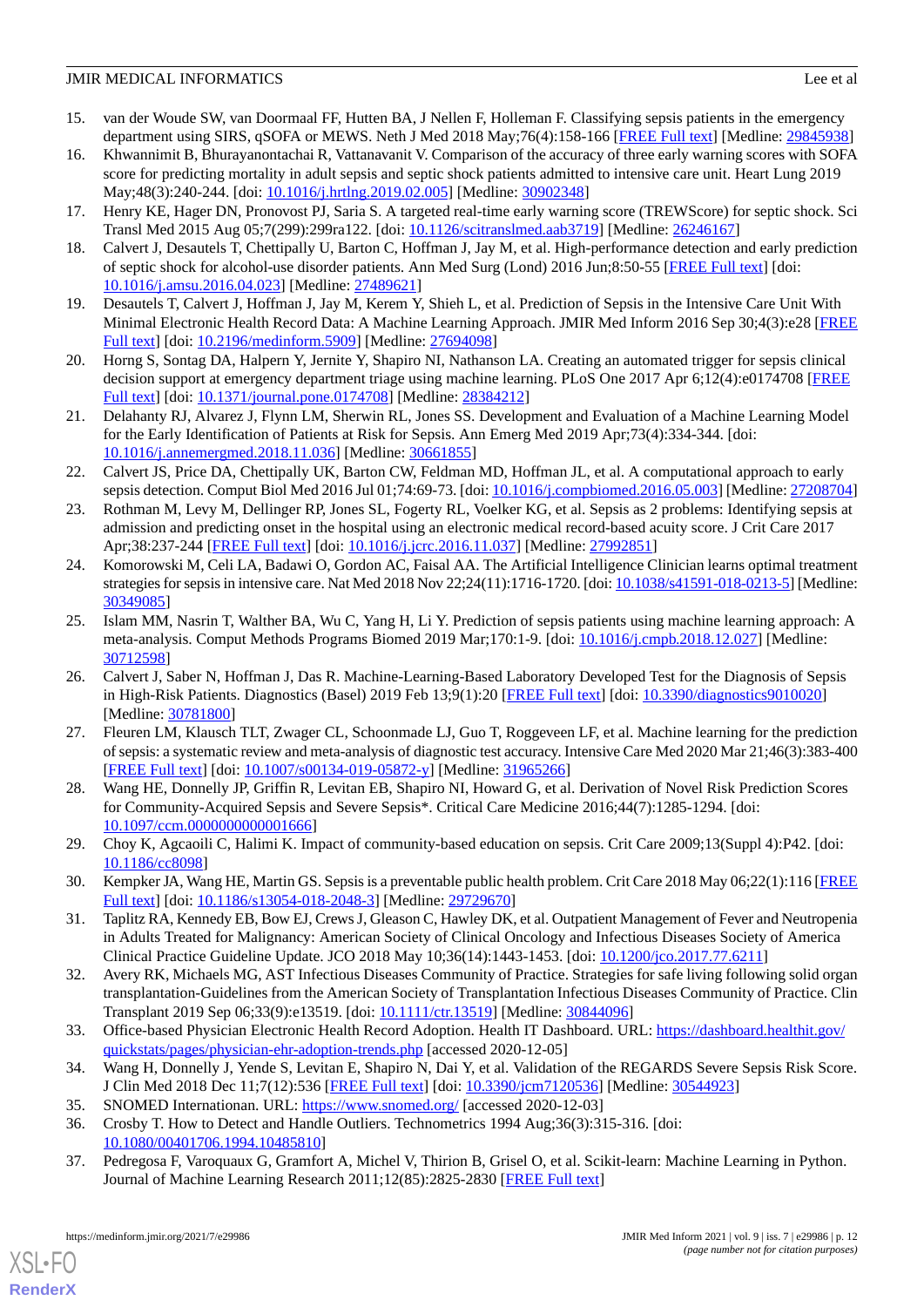15. van der Woude SW, van Doormaal FF, Hutten BA, J Nellen F, Holleman F. Classifying sepsis patients in the emergency department using SIRS, qSOFA or MEWS. Neth J Med 2018 May;76(4):158-166 [FREE Full text] [Medline: 29845938]
16. Khwannimit B, Bhurayanontachai R, Vattanavanit V. Comparison of the accuracy of three early warning scores with SOFA score for predicting mortality in adult sepsis and septic shock patients admitted to intensive care unit. Heart Lung 2019 May;48(3):240-244. [doi: 10.1016/j.hrtlng.2019.02.005] [Medline: 30902348]
17. Henry KE, Hager DN, Pronovost PJ, Saria S. A targeted real-time early warning score (TREWScore) for septic shock. Sci Transl Med 2015 Aug 05;7(299):299ra122. [doi: 10.1126/scitranslmed.aab3719] [Medline: 26246167]
18. Calvert J, Desautels T, Chettipally U, Barton C, Hoffman J, Jay M, et al. High-performance detection and early prediction of septic shock for alcohol-use disorder patients. Ann Med Surg (Lond) 2016 Jun;8:50-55 [FREE Full text] [doi: 10.1016/j.amsu.2016.04.023] [Medline: 27489621]
19. Desautels T, Calvert J, Hoffman J, Jay M, Kerem Y, Shieh L, et al. Prediction of Sepsis in the Intensive Care Unit With Minimal Electronic Health Record Data: A Machine Learning Approach. JMIR Med Inform 2016 Sep 30;4(3):e28 [FREE Full text] [doi: 10.2196/medinform.5909] [Medline: 27694098]
20. Horng S, Sontag DA, Halpern Y, Jernite Y, Shapiro NI, Nathanson LA. Creating an automated trigger for sepsis clinical decision support at emergency department triage using machine learning. PLoS One 2017 Apr 6;12(4):e0174708 [FREE Full text] [doi: 10.1371/journal.pone.0174708] [Medline: 28384212]
21. Delahanty RJ, Alvarez J, Flynn LM, Sherwin RL, Jones SS. Development and Evaluation of a Machine Learning Model for the Early Identification of Patients at Risk for Sepsis. Ann Emerg Med 2019 Apr;73(4):334-344. [doi: 10.1016/j.annemergmed.2018.11.036] [Medline: 30661855]
22. Calvert JS, Price DA, Chettipally UK, Barton CW, Feldman MD, Hoffman JL, et al. A computational approach to early sepsis detection. Comput Biol Med 2016 Jul 01;74:69-73. [doi: 10.1016/j.compbiomed.2016.05.003] [Medline: 27208704]
23. Rothman M, Levy M, Dellinger RP, Jones SL, Fogerty RL, Voelker KG, et al. Sepsis as 2 problems: Identifying sepsis at admission and predicting onset in the hospital using an electronic medical record-based acuity score. J Crit Care 2017 Apr;38:237-244 [FREE Full text] [doi: 10.1016/j.jcrc.2016.11.037] [Medline: 27992851]
24. Komorowski M, Celi LA, Badawi O, Gordon AC, Faisal AA. The Artificial Intelligence Clinician learns optimal treatment strategies for sepsis in intensive care. Nat Med 2018 Nov 22;24(11):1716-1720. [doi: 10.1038/s41591-018-0213-5] [Medline: 30349085]
25. Islam MM, Nasrin T, Walther BA, Wu C, Yang H, Li Y. Prediction of sepsis patients using machine learning approach: A meta-analysis. Comput Methods Programs Biomed 2019 Mar;170:1-9. [doi: 10.1016/j.cmpb.2018.12.027] [Medline: 30712598]
26. Calvert J, Saber N, Hoffman J, Das R. Machine-Learning-Based Laboratory Developed Test for the Diagnosis of Sepsis in High-Risk Patients. Diagnostics (Basel) 2019 Feb 13;9(1):20 [FREE Full text] [doi: 10.3390/diagnostics9010020] [Medline: 30781800]
27. Fleuren LM, Klausch TLT, Zwager CL, Schoonmade LJ, Guo T, Roggeveen LF, et al. Machine learning for the prediction of sepsis: a systematic review and meta-analysis of diagnostic test accuracy. Intensive Care Med 2020 Mar 21;46(3):383-400 [FREE Full text] [doi: 10.1007/s00134-019-05872-y] [Medline: 31965266]
28. Wang HE, Donnelly JP, Griffin R, Levitan EB, Shapiro NI, Howard G, et al. Derivation of Novel Risk Prediction Scores for Community-Acquired Sepsis and Severe Sepsis*. Critical Care Medicine 2016;44(7):1285-1294. [doi: 10.1097/ccm.0000000000001666]
29. Choy K, Agcaoili C, Halimi K. Impact of community-based education on sepsis. Crit Care 2009;13(Suppl 4):P42. [doi: 10.1186/cc8098]
30. Kempker JA, Wang HE, Martin GS. Sepsis is a preventable public health problem. Crit Care 2018 May 06;22(1):116 [FREE Full text] [doi: 10.1186/s13054-018-2048-3] [Medline: 29729670]
31. Taplitz RA, Kennedy EB, Bow EJ, Crews J, Gleason C, Hawley DK, et al. Outpatient Management of Fever and Neutropenia in Adults Treated for Malignancy: American Society of Clinical Oncology and Infectious Diseases Society of America Clinical Practice Guideline Update. JCO 2018 May 10;36(14):1443-1453. [doi: 10.1200/jco.2017.77.6211]
32. Avery RK, Michaels MG, AST Infectious Diseases Community of Practice. Strategies for safe living following solid organ transplantation-Guidelines from the American Society of Transplantation Infectious Diseases Community of Practice. Clin Transplant 2019 Sep 06;33(9):e13519. [doi: 10.1111/ctr.13519] [Medline: 30844096]
33. Office-based Physician Electronic Health Record Adoption. Health IT Dashboard. URL: https://dashboard.healthit.gov/quickstats/pages/physician-ehr-adoption-trends.php [accessed 2020-12-05]
34. Wang H, Donnelly J, Yende S, Levitan E, Shapiro N, Dai Y, et al. Validation of the REGARDS Severe Sepsis Risk Score. J Clin Med 2018 Dec 11;7(12):536 [FREE Full text] [doi: 10.3390/jcm7120536] [Medline: 30544923]
35. SNOMED Internationan. URL: https://www.snomed.org/ [accessed 2020-12-03]
36. Crosby T. How to Detect and Handle Outliers. Technometrics 1994 Aug;36(3):315-316. [doi: 10.1080/00401706.1994.10485810]
37. Pedregosa F, Varoquaux G, Gramfort A, Michel V, Thirion B, Grisel O, et al. Scikit-learn: Machine Learning in Python. Journal of Machine Learning Research 2011;12(85):2825-2830 [FREE Full text]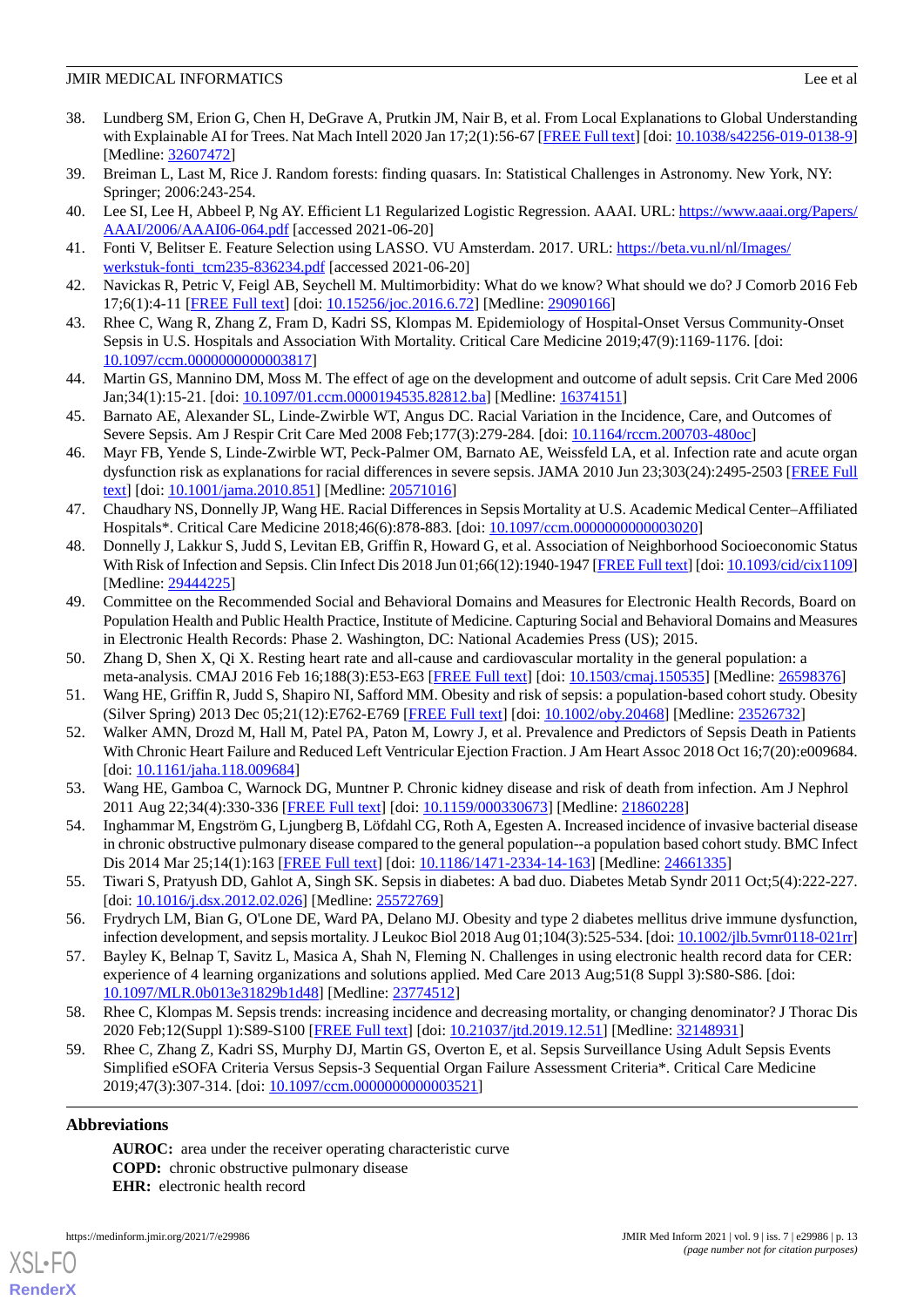38. Lundberg SM, Erion G, Chen H, DeGrave A, Prutkin JM, Nair B, et al. From Local Explanations to Global Understanding with Explainable AI for Trees. Nat Mach Intell 2020 Jan 17;2(1):56-67 [FREE Full text] [doi: 10.1038/s42256-019-0138-9] [Medline: 32607472]
39. Breiman L, Last M, Rice J. Random forests: finding quasars. In: Statistical Challenges in Astronomy. New York, NY: Springer; 2006:243-254.
40. Lee SI, Lee H, Abbeel P, Ng AY. Efficient L1 Regularized Logistic Regression. AAAI. URL: https://www.aaai.org/Papers/AAAI/2006/AAAI06-064.pdf [accessed 2021-06-20]
41. Fonti V, Belitser E. Feature Selection using LASSO. VU Amsterdam. 2017. URL: https://beta.vu.nl/nl/Images/werkstuk-fonti_tcm235-836234.pdf [accessed 2021-06-20]
42. Navickas R, Petric V, Feigl AB, Seychell M. Multimorbidity: What do we know? What should we do? J Comorb 2016 Feb 17;6(1):4-11 [FREE Full text] [doi: 10.15256/joc.2016.6.72] [Medline: 29090166]
43. Rhee C, Wang R, Zhang Z, Fram D, Kadri SS, Klompas M. Epidemiology of Hospital-Onset Versus Community-Onset Sepsis in U.S. Hospitals and Association With Mortality. Critical Care Medicine 2019;47(9):1169-1176. [doi: 10.1097/ccm.0000000000003817]
44. Martin GS, Mannino DM, Moss M. The effect of age on the development and outcome of adult sepsis. Crit Care Med 2006 Jan;34(1):15-21. [doi: 10.1097/01.ccm.0000194535.82812.ba] [Medline: 16374151]
45. Barnato AE, Alexander SL, Linde-Zwirble WT, Angus DC. Racial Variation in the Incidence, Care, and Outcomes of Severe Sepsis. Am J Respir Crit Care Med 2008 Feb;177(3):279-284. [doi: 10.1164/rccm.200703-480oc]
46. Mayr FB, Yende S, Linde-Zwirble WT, Peck-Palmer OM, Barnato AE, Weissfeld LA, et al. Infection rate and acute organ dysfunction risk as explanations for racial differences in severe sepsis. JAMA 2010 Jun 23;303(24):2495-2503 [FREE Full text] [doi: 10.1001/jama.2010.851] [Medline: 20571016]
47. Chaudhary NS, Donnelly JP, Wang HE. Racial Differences in Sepsis Mortality at U.S. Academic Medical Center–Affiliated Hospitals*. Critical Care Medicine 2018;46(6):878-883. [doi: 10.1097/ccm.0000000000003020]
48. Donnelly J, Lakkur S, Judd S, Levitan EB, Griffin R, Howard G, et al. Association of Neighborhood Socioeconomic Status With Risk of Infection and Sepsis. Clin Infect Dis 2018 Jun 01;66(12):1940-1947 [FREE Full text] [doi: 10.1093/cid/cix1109] [Medline: 29444225]
49. Committee on the Recommended Social and Behavioral Domains and Measures for Electronic Health Records, Board on Population Health and Public Health Practice, Institute of Medicine. Capturing Social and Behavioral Domains and Measures in Electronic Health Records: Phase 2. Washington, DC: National Academies Press (US); 2015.
50. Zhang D, Shen X, Qi X. Resting heart rate and all-cause and cardiovascular mortality in the general population: a meta-analysis. CMAJ 2016 Feb 16;188(3):E53-E63 [FREE Full text] [doi: 10.1503/cmaj.150535] [Medline: 26598376]
51. Wang HE, Griffin R, Judd S, Shapiro NI, Safford MM. Obesity and risk of sepsis: a population-based cohort study. Obesity (Silver Spring) 2013 Dec 05;21(12):E762-E769 [FREE Full text] [doi: 10.1002/oby.20468] [Medline: 23526732]
52. Walker AMN, Drozd M, Hall M, Patel PA, Paton M, Lowry J, et al. Prevalence and Predictors of Sepsis Death in Patients With Chronic Heart Failure and Reduced Left Ventricular Ejection Fraction. J Am Heart Assoc 2018 Oct 16;7(20):e009684. [doi: 10.1161/jaha.118.009684]
53. Wang HE, Gamboa C, Warnock DG, Muntner P. Chronic kidney disease and risk of death from infection. Am J Nephrol 2011 Aug 22;34(4):330-336 [FREE Full text] [doi: 10.1159/000330673] [Medline: 21860228]
54. Inghammar M, Engström G, Ljungberg B, Löfdahl CG, Roth A, Egesten A. Increased incidence of invasive bacterial disease in chronic obstructive pulmonary disease compared to the general population--a population based cohort study. BMC Infect Dis 2014 Mar 25;14(1):163 [FREE Full text] [doi: 10.1186/1471-2334-14-163] [Medline: 24661335]
55. Tiwari S, Pratyush DD, Gahlot A, Singh SK. Sepsis in diabetes: A bad duo. Diabetes Metab Syndr 2011 Oct;5(4):222-227. [doi: 10.1016/j.dsx.2012.02.026] [Medline: 25572769]
56. Frydrych LM, Bian G, O'Lone DE, Ward PA, Delano MJ. Obesity and type 2 diabetes mellitus drive immune dysfunction, infection development, and sepsis mortality. J Leukoc Biol 2018 Aug 01;104(3):525-534. [doi: 10.1002/jlb.5vmr0118-021rr]
57. Bayley K, Belnap T, Savitz L, Masica A, Shah N, Fleming N. Challenges in using electronic health record data for CER: experience of 4 learning organizations and solutions applied. Med Care 2013 Aug;51(8 Suppl 3):S80-S86. [doi: 10.1097/MLR.0b013e31829b1d48] [Medline: 23774512]
58. Rhee C, Klompas M. Sepsis trends: increasing incidence and decreasing mortality, or changing denominator? J Thorac Dis 2020 Feb;12(Suppl 1):S89-S100 [FREE Full text] [doi: 10.21037/jtd.2019.12.51] [Medline: 32148931]
59. Rhee C, Zhang Z, Kadri SS, Murphy DJ, Martin GS, Overton E, et al. Sepsis Surveillance Using Adult Sepsis Events Simplified eSOFA Criteria Versus Sepsis-3 Sequential Organ Failure Assessment Criteria*. Critical Care Medicine 2019;47(3):307-314. [doi: 10.1097/ccm.0000000000003521]

## Abbreviations

**AUROC:** area under the receiver operating characteristic curve
**COPD:** chronic obstructive pulmonary disease
**EHR:** electronic health record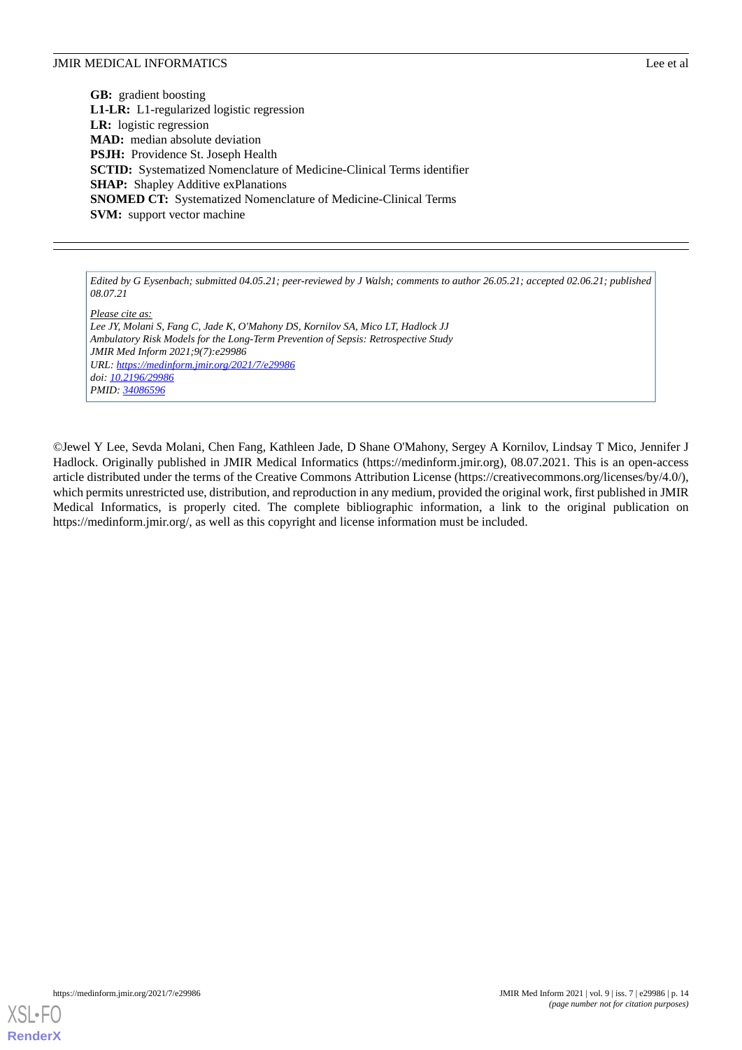**GB:** gradient boosting
**L1-LR:** L1-regularized logistic regression
**LR:** logistic regression
**MAD:** median absolute deviation
**PSJH:** Providence St. Joseph Health
**SCTID:** Systematized Nomenclature of Medicine-Clinical Terms identifier
**SHAP:** Shapley Additive exPlanations
**SNOMED CT:** Systematized Nomenclature of Medicine-Clinical Terms
**SVM:** support vector machine

---

*Edited by G Eysenbach; submitted 04.05.21; peer-reviewed by J Walsh; comments to author 26.05.21; accepted 02.06.21; published 08.07.21*

*Please cite as:*
*Lee JY, Molani S, Fang C, Jade K, O'Mahony DS, Kornilov SA, Mico LT, Hadlock JJ*
*Ambulatory Risk Models for the Long-Term Prevention of Sepsis: Retrospective Study*
*JMIR Med Inform 2021;9(7):e29986*
*URL: https://medinform.jmir.org/2021/7/e29986*
*doi: 10.2196/29986*
*PMID: 34086596*

©Jewel Y Lee, Sevda Molani, Chen Fang, Kathleen Jade, D Shane O'Mahony, Sergey A Kornilov, Lindsay T Mico, Jennifer J Hadlock. Originally published in JMIR Medical Informatics (https://medinform.jmir.org), 08.07.2021. This is an open-access article distributed under the terms of the Creative Commons Attribution License (https://creativecommons.org/licenses/by/4.0/), which permits unrestricted use, distribution, and reproduction in any medium, provided the original work, first published in JMIR Medical Informatics, is properly cited. The complete bibliographic information, a link to the original publication on https://medinform.jmir.org/, as well as this copyright and license information must be included.